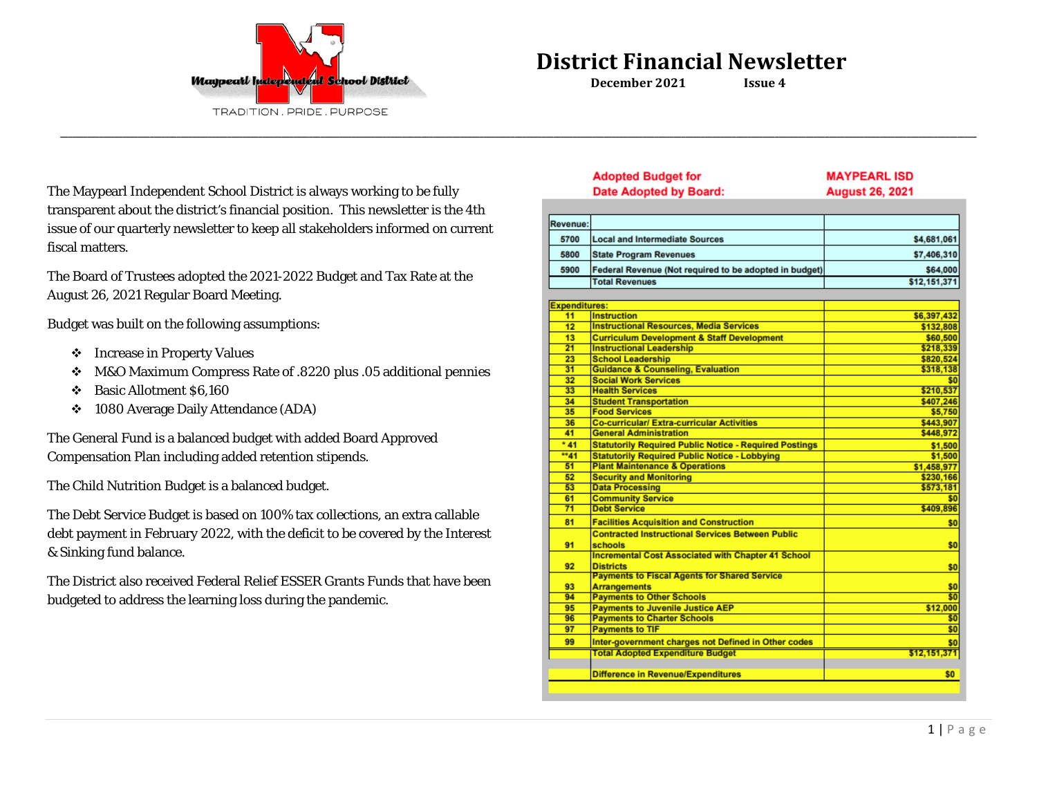Maypearl Independent School District

TRADITION . PRIDE . PURPOSE

# District Financial Newsletter

**December 2021 Issue 4**

The Maypearl Independent School District is always working to be fully transparent about the district's financial position. This newsletter is the 4th issue of our quarterly newsletter to keep all stakeholders informed on current fiscal matters.

The Board of Trustees adopted the 2021-2022 Budget and Tax Rate at the August 26, 2021 Regular Board Meeting.

Budget was built on the following assumptions:

- Increase in Property Values
- M&O Maximum Compress Rate of .8220 plus .05 additional pennies
- Basic Allotment $6,160
- 1080 Average Daily Attendance (ADA)

The General Fund is a balanced budget with added Board Approved Compensation Plan including added retention stipends.

The Child Nutrition Budget is a balanced budget.

The Debt Service Budget is based on 100% tax collections, an extra callable debt payment in February 2022, with the deficit to be covered by the Interest & Sinking fund balance.

The District also received Federal Relief ESSER Grants Funds that have been budgeted to address the learning loss during the pandemic.

**Adopted Budget for** — **MAYPEARL ISD**

**Date Adopted by Board:** — **August 26, 2021**

| Revenue: | | |
|---|---|---|
| 5700 | Local and Intermediate Sources | $4,681,061 |
| 5800 | State Program Revenues | $7,406,310 |
| 5900 | Federal Revenue (Not required to be adopted in budget) | $64,000 |
| | Total Revenues | $12,151,371 |

| Expenditures: | | |
|---|---|---|
| 11 | Instruction | $6,397,432 |
| 12 | Instructional Resources, Media Services | $132,808 |
| 13 | Curriculum Development & Staff Development | $60,500 |
| 21 | Instructional Leadership | $218,339 |
| 23 | School Leadership | $820,524 |
| 31 | Guidance & Counseling, Evaluation | $318,138 |
| 32 | Social Work Services | $0 |
| 33 | Health Services | $210,537 |
| 34 | Student Transportation | $407,246 |
| 35 | Food Services | $5,750 |
| 36 | Co-curricular/ Extra-curricular Activities | $443,907 |
| 41 | General Administration | $448,972 |
| * 41 | Statutorily Required Public Notice - Required Postings | $1,500 |
| **41 | Statutorily Required Public Notice - Lobbying | $1,500 |
| 51 | Plant Maintenance & Operations | $1,458,977 |
| 52 | Security and Monitoring | $230,166 |
| 53 | Data Processing | $573,181 |
| 61 | Community Service | $0 |
| 71 | Debt Service | $409,896 |
| 81 | Facilities Acquisition and Construction | $0 |
| 91 | Contracted Instructional Services Between Public schools | $0 |
| 92 | Incremental Cost Associated with Chapter 41 School Districts | $0 |
| 93 | Payments to Fiscal Agents for Shared Service Arrangements | $0 |
| 94 | Payments to Other Schools | $0 |
| 95 | Payments to Juvenile Justice AEP | $12,000 |
| 96 | Payments to Charter Schools | $0 |
| 97 | Payments to TIF | $0 |
| 99 | Inter-government charges not Defined in Other codes | $0 |
| | Total Adopted Expenditure Budget | $12,151,371 |
| | Difference in Revenue/Expenditures | $0 |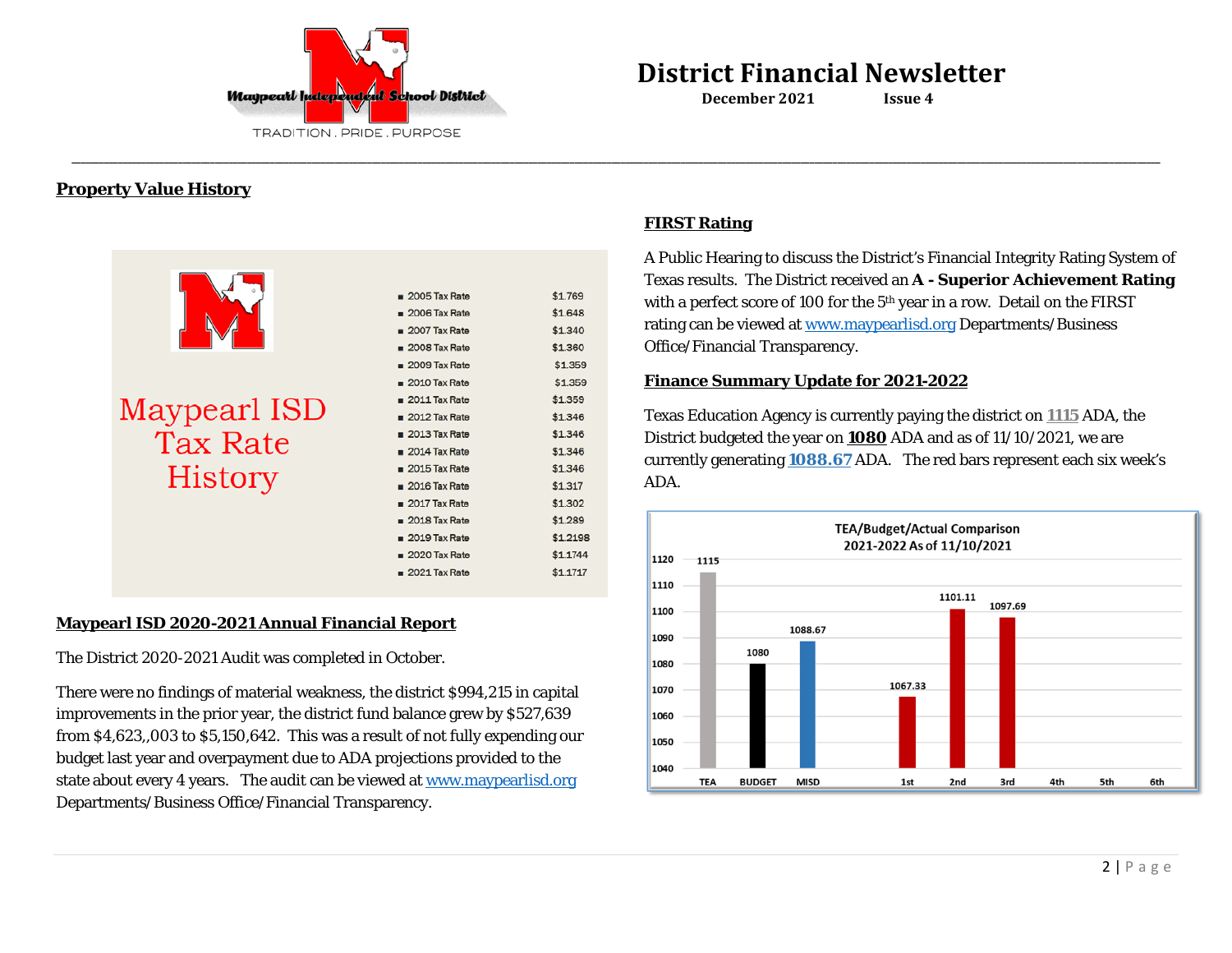# District Financial Newsletter

**December 2021 Issue 4**

## Property Value History

**Maypearl ISD Tax Rate History**

| Year | Rate |
|---|---|
| 2005 Tax Rate | $1.769 |
| 2006 Tax Rate | $1.648 |
| 2007 Tax Rate | $1.340 |
| 2008 Tax Rate | $1.360 |
| 2009 Tax Rate | $1.359 |
| 2010 Tax Rate | $1.359 |
| 2011 Tax Rate | $1.359 |
| 2012 Tax Rate | $1.346 |
| 2013 Tax Rate | $1.346 |
| 2014 Tax Rate | $1.346 |
| 2015 Tax Rate | $1.346 |
| 2016 Tax Rate | $1.317 |
| 2017 Tax Rate | $1.302 |
| 2018 Tax Rate | $1.289 |
| 2019 Tax Rate | $1.2198 |
| 2020 Tax Rate | $1.1744 |
| 2021 Tax Rate | $1.1717 |

## Maypearl ISD 2020-2021 Annual Financial Report

The District 2020-2021 Audit was completed in October.

There were no findings of material weakness, the district $994,215 in capital improvements in the prior year, the district fund balance grew by $527,639 from $4,623,,003 to $5,150,642. This was a result of not fully expending our budget last year and overpayment due to ADA projections provided to the state about every 4 years. The audit can be viewed at www.maypearlisd.org Departments/Business Office/Financial Transparency.

## FIRST Rating

A Public Hearing to discuss the District's Financial Integrity Rating System of Texas results. The District received an **A - Superior Achievement Rating** with a perfect score of 100 for the 5th year in a row. Detail on the FIRST rating can be viewed at www.maypearlisd.org Departments/Business Office/Financial Transparency.

## Finance Summary Update for 2021-2022

Texas Education Agency is currently paying the district on **1115** ADA, the District budgeted the year on **1080** ADA and as of 11/10/2021, we are currently generating **1088.67** ADA. The red bars represent each six week's ADA.

**TEA/Budget/Actual Comparison 2021-2022 As of 11/10/2021**

| TEA | BUDGET | MISD | 1st | 2nd | 3rd | 4th | 5th | 6th |
|---|---|---|---|---|---|---|---|---|
| 1115 | 1080 | 1088.67 | 1067.33 | 1101.11 | 1097.69 | | | |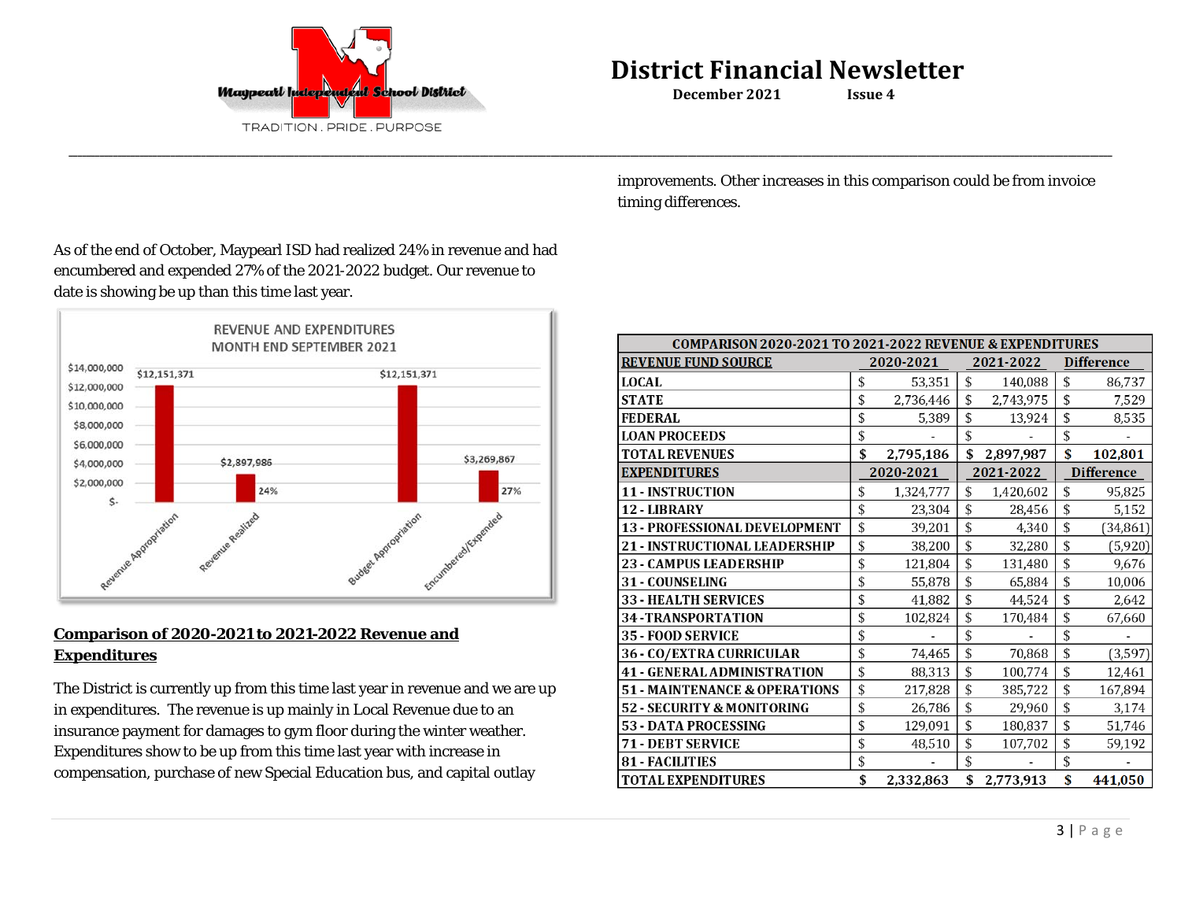# District Financial Newsletter

**December 2021 Issue 4**

improvements. Other increases in this comparison could be from invoice timing differences.

As of the end of October, Maypearl ISD had realized 24% in revenue and had encumbered and expended 27% of the 2021-2022 budget. Our revenue to date is showing be up than this time last year.

REVENUE AND EXPENDITURES
MONTH END SEPTEMBER 2021

| Category | Amount | % |
|---|---|---|
| Revenue Appropriation | $12,151,371 | |
| Revenue Realized | $2,897,986 | 24% |
| Budget Appropriation | $12,151,371 | |
| Encumbered/Expended | $3,269,867 | 27% |

## Comparison of 2020-2021 to 2021-2022 Revenue and Expenditures

The District is currently up from this time last year in revenue and we are up in expenditures. The revenue is up mainly in Local Revenue due to an insurance payment for damages to gym floor during the winter weather. Expenditures show to be up from this time last year with increase in compensation, purchase of new Special Education bus, and capital outlay

| COMPARISON 2020-2021 TO 2021-2022 REVENUE & EXPENDITURES | | | |
|---|---|---|---|
| **REVENUE FUND SOURCE** | **2020-2021** | **2021-2022** | **Difference** |
| LOCAL | $ 53,351 | $ 140,088 | $ 86,737 |
| STATE | $ 2,736,446 | $ 2,743,975 | $ 7,529 |
| FEDERAL | $ 5,389 | $ 13,924 | $ 8,535 |
| LOAN PROCEEDS | $ - | $ - | $ - |
| **TOTAL REVENUES** | **$ 2,795,186** | **$ 2,897,987** | **$ 102,801** |
| **EXPENDITURES** | **2020-2021** | **2021-2022** | **Difference** |
| 11 - INSTRUCTION | $ 1,324,777 | $ 1,420,602 | $ 95,825 |
| 12 - LIBRARY | $ 23,304 | $ 28,456 | $ 5,152 |
| 13 - PROFESSIONAL DEVELOPMENT | $ 39,201 | $ 4,340 | $ (34,861) |
| 21 - INSTRUCTIONAL LEADERSHIP | $ 38,200 | $ 32,280 | $ (5,920) |
| 23 - CAMPUS LEADERSHIP | $ 121,804 | $ 131,480 | $ 9,676 |
| 31 - COUNSELING | $ 55,878 | $ 65,884 | $ 10,006 |
| 33 - HEALTH SERVICES | $ 41,882 | $ 44,524 | $ 2,642 |
| 34 -TRANSPORTATION | $ 102,824 | $ 170,484 | $ 67,660 |
| 35 - FOOD SERVICE | $ - | $ - | $ - |
| 36 - CO/EXTRA CURRICULAR | $ 74,465 | $ 70,868 | $ (3,597) |
| 41 - GENERAL ADMINISTRATION | $ 88,313 | $ 100,774 | $ 12,461 |
| 51 - MAINTENANCE & OPERATIONS | $ 217,828 | $ 385,722 | $ 167,894 |
| 52 - SECURITY & MONITORING | $ 26,786 | $ 29,960 | $ 3,174 |
| 53 - DATA PROCESSING | $ 129,091 | $ 180,837 | $ 51,746 |
| 71 - DEBT SERVICE | $ 48,510 | $ 107,702 | $ 59,192 |
| 81 - FACILITIES | $ - | $ - | $ - |
| **TOTAL EXPENDITURES** | **$ 2,332,863** | **$ 2,773,913** | **$ 441,050** |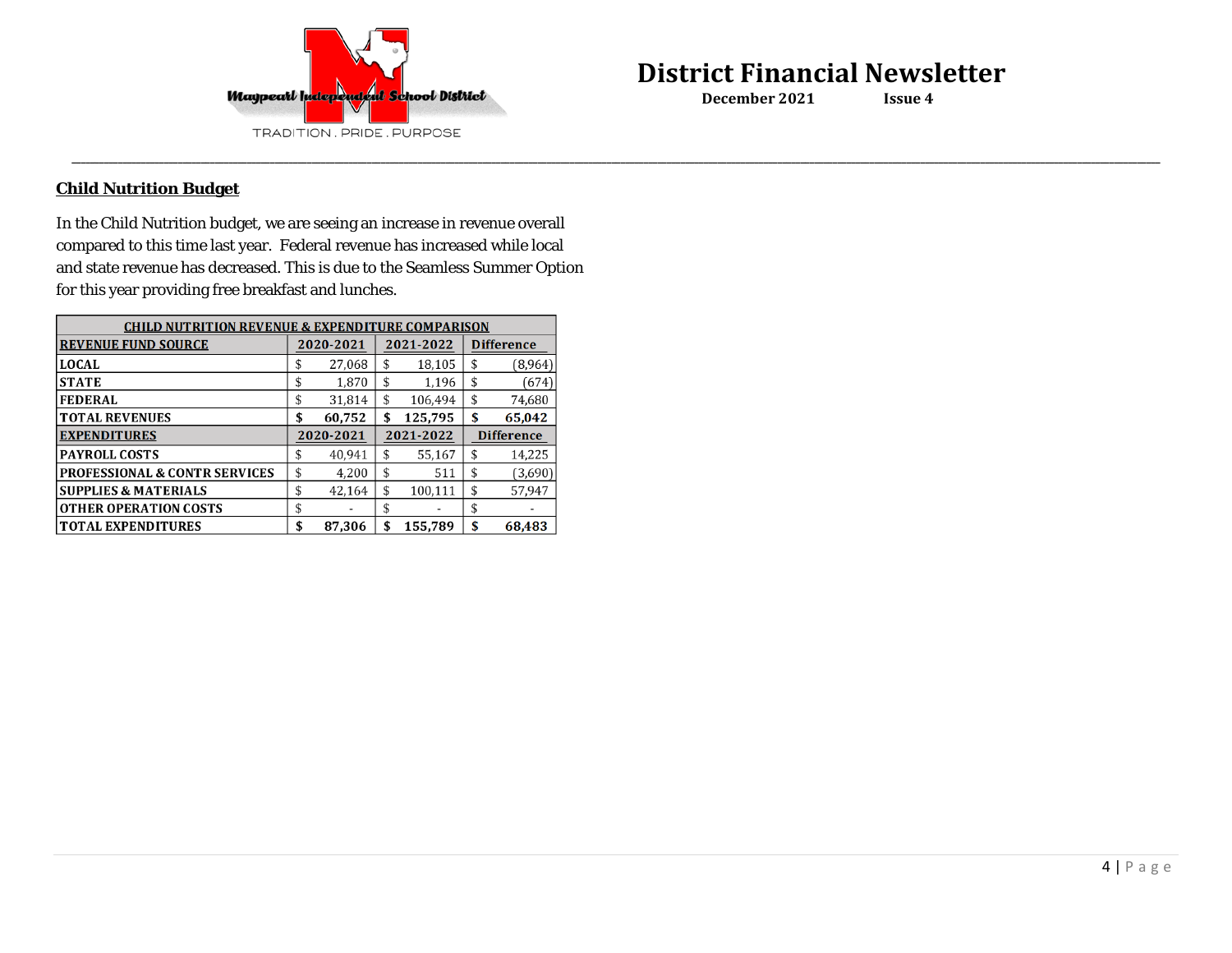# District Financial Newsletter

**December 2021** **Issue 4**

## Child Nutrition Budget

In the Child Nutrition budget, we are seeing an increase in revenue overall compared to this time last year. Federal revenue has increased while local and state revenue has decreased. This is due to the Seamless Summer Option for this year providing free breakfast and lunches.

| CHILD NUTRITION REVENUE & EXPENDITURE COMPARISON | | | |
|---|---|---|---|
| **REVENUE FUND SOURCE** | **2020-2021** | **2021-2022** | **Difference** |
| LOCAL | $ 27,068 | $ 18,105 | $ (8,964) |
| STATE | $ 1,870 | $ 1,196 | $ (674) |
| FEDERAL | $ 31,814 | $ 106,494 | $ 74,680 |
| **TOTAL REVENUES** | **$ 60,752** | **$ 125,795** | **$ 65,042** |
| **EXPENDITURES** | **2020-2021** | **2021-2022** | **Difference** |
| PAYROLL COSTS | $ 40,941 | $ 55,167 | $ 14,225 |
| PROFESSIONAL & CONTR SERVICES | $ 4,200 | $ 511 | $ (3,690) |
| SUPPLIES & MATERIALS | $ 42,164 | $ 100,111 | $ 57,947 |
| OTHER OPERATION COSTS | $ - | $ - | $ - |
| **TOTAL EXPENDITURES** | **$ 87,306** | **$ 155,789** | **$ 68,483** |